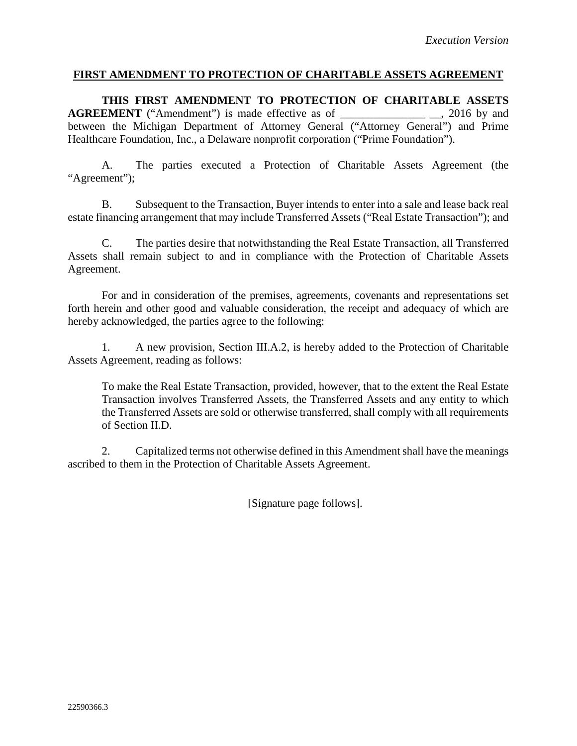*Execution Version*

## FIRST AMENDMENT TO PROTECTION OF CHARITABLE ASSETS AGREEMENT

**THIS FIRST AMENDMENT TO PROTECTION OF CHARITABLE ASSETS AGREEMENT** ("Amendment") is made effective as of _______________ __, 2016 by and between the Michigan Department of Attorney General ("Attorney General") and Prime Healthcare Foundation, Inc., a Delaware nonprofit corporation ("Prime Foundation").

A. The parties executed a Protection of Charitable Assets Agreement (the "Agreement");

B. Subsequent to the Transaction, Buyer intends to enter into a sale and lease back real estate financing arrangement that may include Transferred Assets ("Real Estate Transaction"); and

C. The parties desire that notwithstanding the Real Estate Transaction, all Transferred Assets shall remain subject to and in compliance with the Protection of Charitable Assets Agreement.

For and in consideration of the premises, agreements, covenants and representations set forth herein and other good and valuable consideration, the receipt and adequacy of which are hereby acknowledged, the parties agree to the following:

1. A new provision, Section III.A.2, is hereby added to the Protection of Charitable Assets Agreement, reading as follows:

   To make the Real Estate Transaction, provided, however, that to the extent the Real Estate Transaction involves Transferred Assets, the Transferred Assets and any entity to which the Transferred Assets are sold or otherwise transferred, shall comply with all requirements of Section II.D.

2. Capitalized terms not otherwise defined in this Amendment shall have the meanings ascribed to them in the Protection of Charitable Assets Agreement.

[Signature page follows].

22590366.3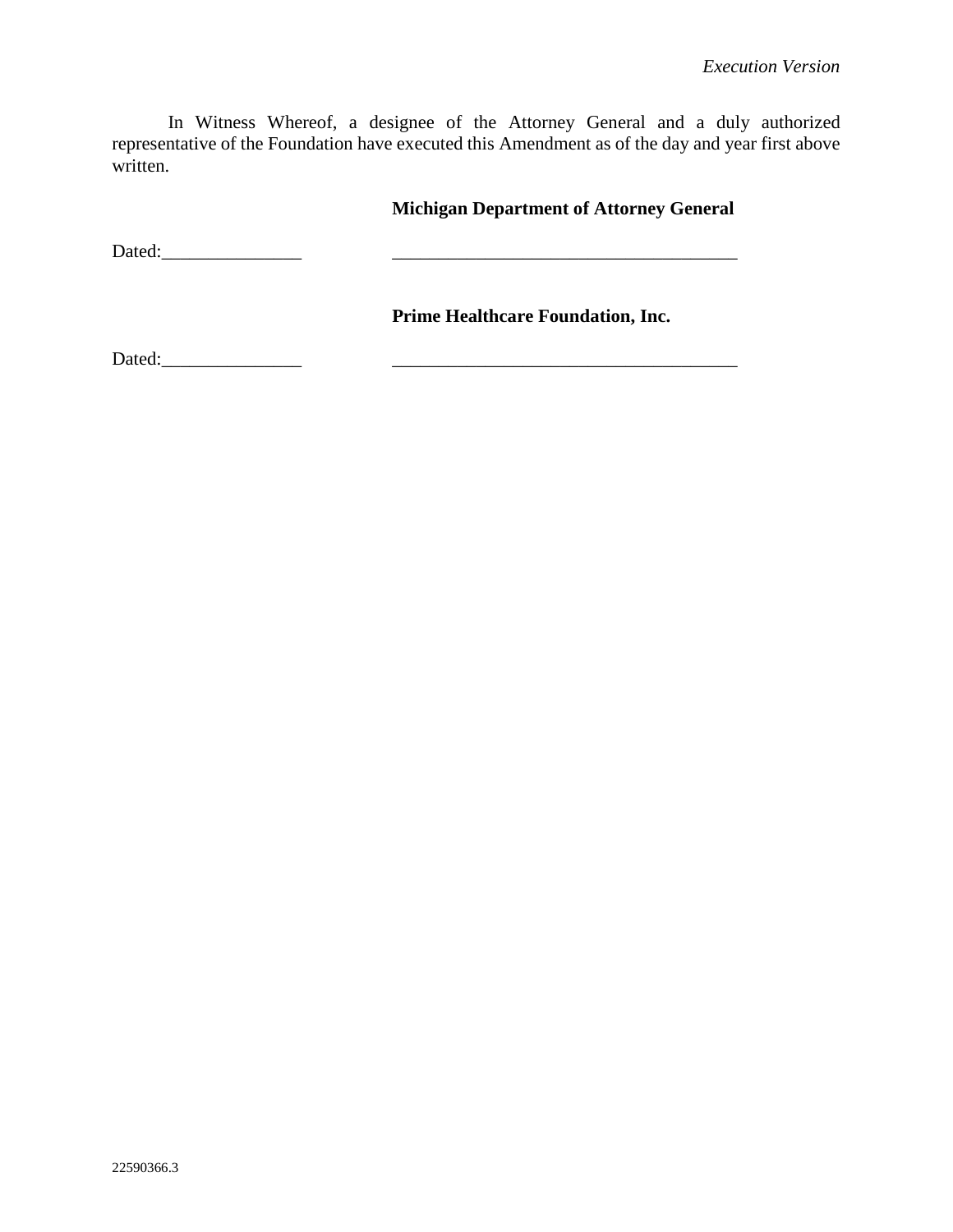*Execution Version*

In Witness Whereof, a designee of the Attorney General and a duly authorized representative of the Foundation have executed this Amendment as of the day and year first above written.

**Michigan Department of Attorney General**

Dated:_______________ ______________________________________

**Prime Healthcare Foundation, Inc.**

Dated:_______________ ______________________________________

22590366.3